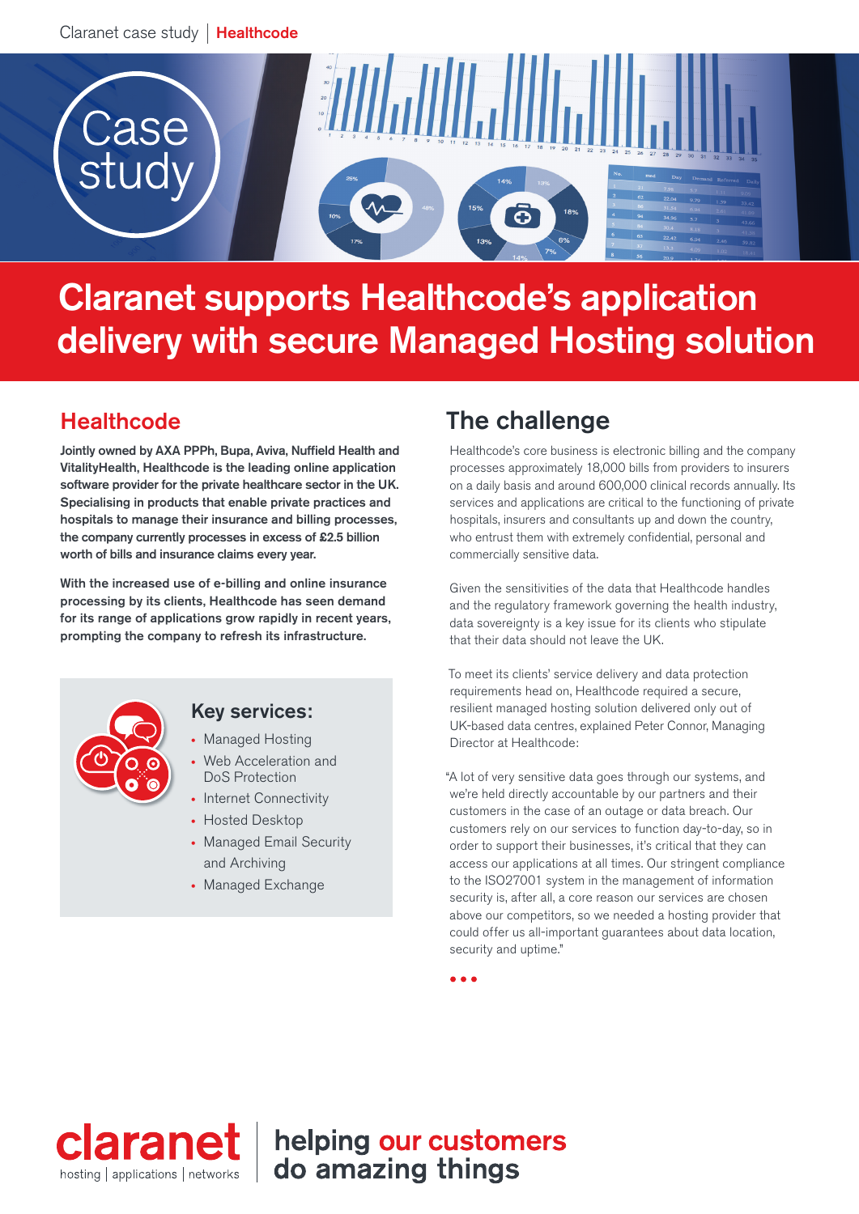# Claranet supports Healthcode's application delivery with secure Managed Hosting solution

## Healthcode

**Jointly owned by AXA PPPh, Bupa, Aviva, Nuffield Health and VitalityHealth, Healthcode is the leading online application software provider for the private healthcare sector in the UK. Specialising in products that enable private practices and hospitals to manage their insurance and billing processes, the company currently processes in excess of £2.5 billion worth of bills and insurance claims every year.**

**With the increased use of e-billing and online insurance processing by its clients, Healthcode has seen demand for its range of applications grow rapidly in recent years, prompting the company to refresh its infrastructure.**

### Key services:

- Managed Hosting
- Web Acceleration and DoS Protection
- Internet Connectivity
- Hosted Desktop
- Managed Email Security and Archiving
- Managed Exchange

## The challenge

Healthcode's core business is electronic billing and the company processes approximately 18,000 bills from providers to insurers on a daily basis and around 600,000 clinical records annually. Its services and applications are critical to the functioning of private hospitals, insurers and consultants up and down the country, who entrust them with extremely confidential, personal and commercially sensitive data.

Given the sensitivities of the data that Healthcode handles and the regulatory framework governing the health industry, data sovereignty is a key issue for its clients who stipulate that their data should not leave the UK.

To meet its clients' service delivery and data protection requirements head on, Healthcode required a secure, resilient managed hosting solution delivered only out of UK-based data centres, explained Peter Connor, Managing Director at Healthcode:

"A lot of very sensitive data goes through our systems, and we're held directly accountable by our partners and their customers in the case of an outage or data breach. Our customers rely on our services to function day-to-day, so in order to support their businesses, it's critical that they can access our applications at all times. Our stringent compliance to the ISO27001 system in the management of information security is, after all, a core reason our services are chosen above our competitors, so we needed a hosting provider that could offer us all-important guarantees about data location, security and uptime."

claranet
hosting | applications | networks

helping our customers do amazing things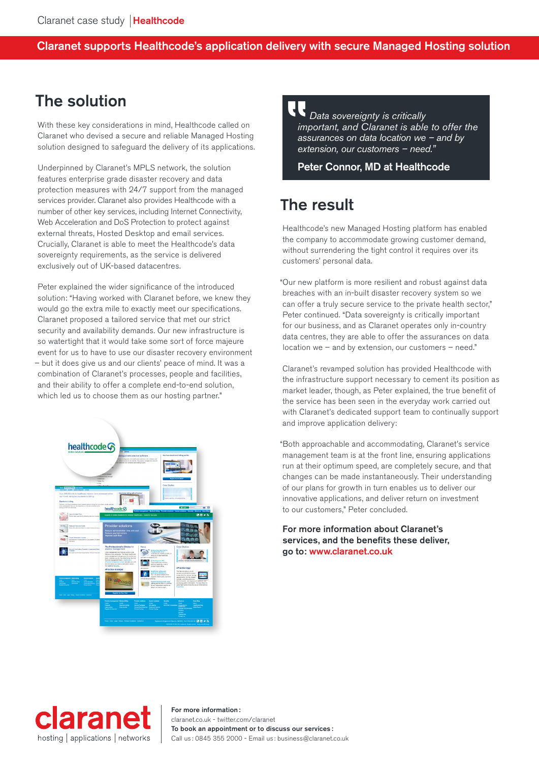# Claranet supports Healthcode's application delivery with secure Managed Hosting solution

## The solution

With these key considerations in mind, Healthcode called on Claranet who devised a secure and reliable Managed Hosting solution designed to safeguard the delivery of its applications.

Underpinned by Claranet's MPLS network, the solution features enterprise grade disaster recovery and data protection measures with 24/7 support from the managed services provider. Claranet also provides Healthcode with a number of other key services, including Internet Connectivity, Web Acceleration and DoS Protection to protect against external threats, Hosted Desktop and email services. Crucially, Claranet is able to meet the Healthcode's data sovereignty requirements, as the service is delivered exclusively out of UK-based datacentres.

Peter explained the wider significance of the introduced solution: "Having worked with Claranet before, we knew they would go the extra mile to exactly meet our specifications. Claranet proposed a tailored service that met our strict security and availability demands. Our new infrastructure is so watertight that it would take some sort of force majeure event for us to have to use our disaster recovery environment – but it does give us and our clients' peace of mind. It was a combination of Claranet's processes, people and facilities, and their ability to offer a complete end-to-end solution, which led us to choose them as our hosting partner."

> *Data sovereignty is critically important, and Claranet is able to offer the assurances on data location we – and by extension, our customers – need."*
>
> **Peter Connor, MD at Healthcode**

## The result

Healthcode's new Managed Hosting platform has enabled the company to accommodate growing customer demand, without surrendering the tight control it requires over its customers' personal data.

"Our new platform is more resilient and robust against data breaches with an in-built disaster recovery system so we can offer a truly secure service to the private health sector," Peter continued. "Data sovereignty is critically important for our business, and as Claranet operates only in-country data centres, they are able to offer the assurances on data location we – and by extension, our customers – need."

Claranet's revamped solution has provided Healthcode with the infrastructure support necessary to cement its position as market leader, though, as Peter explained, the true benefit of the service has been seen in the everyday work carried out with Claranet's dedicated support team to continually support and improve application delivery:

"Both approachable and accommodating, Claranet's service management team is at the front line, ensuring applications run at their optimum speed, are completely secure, and that changes can be made instantaneously. Their understanding of our plans for growth in turn enables us to deliver our innovative applications, and deliver return on investment to our customers," Peter concluded.

**For more information about Claranet's services, and the benefits these deliver, go to: www.claranet.co.uk**

claranet
hosting | applications | networks

**For more information:**
claranet.co.uk - twitter.com/claranet
**To book an appointment or to discuss our services:**
Call us: 0845 355 2000 - Email us: business@claranet.co.uk